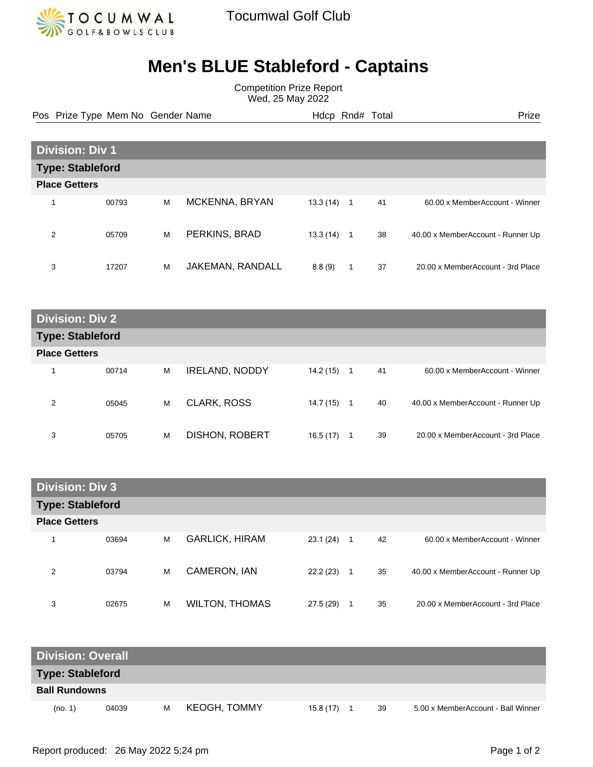Tocumwal Golf Club

# Men's BLUE Stableford - Captains

Competition Prize Report
Wed, 25 May 2022

## Division: Div 1

### Type: Stableford

**Place Getters**

| Pos | Prize Type | Mem No | Gender | Name | Hdcp | Rnd# | Total | Prize |
|---|---|---|---|---|---|---|---|---|
| 1 | | 00793 | M | MCKENNA, BRYAN | 13.3 (14) | 1 | 41 | 60.00 x MemberAccount - Winner |
| 2 | | 05709 | M | PERKINS, BRAD | 13.3 (14) | 1 | 38 | 40.00 x MemberAccount - Runner Up |
| 3 | | 17207 | M | JAKEMAN, RANDALL | 8.8 (9) | 1 | 37 | 20.00 x MemberAccount - 3rd Place |

## Division: Div 2

### Type: Stableford

**Place Getters**

| Pos | Prize Type | Mem No | Gender | Name | Hdcp | Rnd# | Total | Prize |
|---|---|---|---|---|---|---|---|---|
| 1 | | 00714 | M | IRELAND, NODDY | 14.2 (15) | 1 | 41 | 60.00 x MemberAccount - Winner |
| 2 | | 05045 | M | CLARK, ROSS | 14.7 (15) | 1 | 40 | 40.00 x MemberAccount - Runner Up |
| 3 | | 05705 | M | DISHON, ROBERT | 16.5 (17) | 1 | 39 | 20.00 x MemberAccount - 3rd Place |

## Division: Div 3

### Type: Stableford

**Place Getters**

| Pos | Prize Type | Mem No | Gender | Name | Hdcp | Rnd# | Total | Prize |
|---|---|---|---|---|---|---|---|---|
| 1 | | 03694 | M | GARLICK, HIRAM | 23.1 (24) | 1 | 42 | 60.00 x MemberAccount - Winner |
| 2 | | 03794 | M | CAMERON, IAN | 22.2 (23) | 1 | 35 | 40.00 x MemberAccount - Runner Up |
| 3 | | 02675 | M | WILTON, THOMAS | 27.5 (29) | 1 | 35 | 20.00 x MemberAccount - 3rd Place |

## Division: Overall

### Type: Stableford

**Ball Rundowns**

| Pos | Prize Type | Mem No | Gender | Name | Hdcp | Rnd# | Total | Prize |
|---|---|---|---|---|---|---|---|---|
| (no. 1) | | 04039 | M | KEOGH, TOMMY | 15.8 (17) | 1 | 39 | 5.00 x MemberAccount - Ball Winner |

Report produced: 26 May 2022 5:24 pm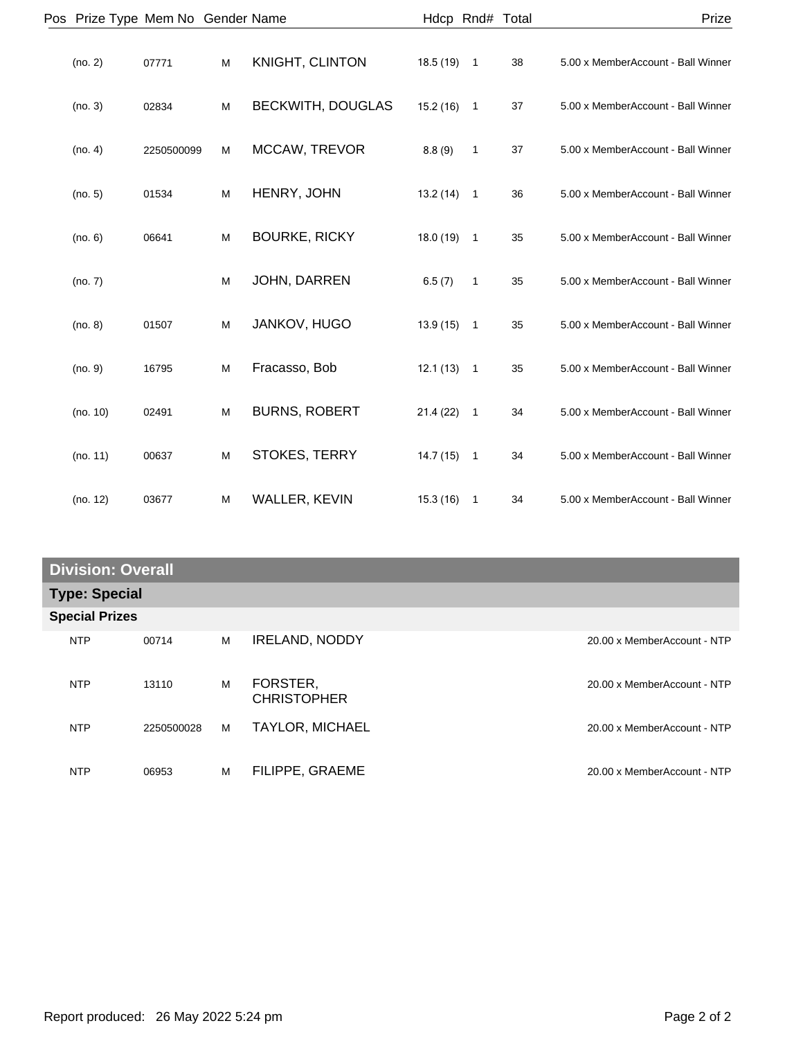| Pos | Prize Type | Mem No | Gender | Name | Hdcp | Rnd# | Total | Prize |
|---|---|---|---|---|---|---|---|---|
| | (no. 2) | 07771 | M | KNIGHT, CLINTON | 18.5 (19) | 1 | 38 | 5.00 x MemberAccount - Ball Winner |
| | (no. 3) | 02834 | M | BECKWITH, DOUGLAS | 15.2 (16) | 1 | 37 | 5.00 x MemberAccount - Ball Winner |
| | (no. 4) | 2250500099 | M | MCCAW, TREVOR | 8.8 (9) | 1 | 37 | 5.00 x MemberAccount - Ball Winner |
| | (no. 5) | 01534 | M | HENRY, JOHN | 13.2 (14) | 1 | 36 | 5.00 x MemberAccount - Ball Winner |
| | (no. 6) | 06641 | M | BOURKE, RICKY | 18.0 (19) | 1 | 35 | 5.00 x MemberAccount - Ball Winner |
| | (no. 7) | | M | JOHN, DARREN | 6.5 (7) | 1 | 35 | 5.00 x MemberAccount - Ball Winner |
| | (no. 8) | 01507 | M | JANKOV, HUGO | 13.9 (15) | 1 | 35 | 5.00 x MemberAccount - Ball Winner |
| | (no. 9) | 16795 | M | Fracasso, Bob | 12.1 (13) | 1 | 35 | 5.00 x MemberAccount - Ball Winner |
| | (no. 10) | 02491 | M | BURNS, ROBERT | 21.4 (22) | 1 | 34 | 5.00 x MemberAccount - Ball Winner |
| | (no. 11) | 00637 | M | STOKES, TERRY | 14.7 (15) | 1 | 34 | 5.00 x MemberAccount - Ball Winner |
| | (no. 12) | 03677 | M | WALLER, KEVIN | 15.3 (16) | 1 | 34 | 5.00 x MemberAccount - Ball Winner |

## Division: Overall

### Type: Special

**Special Prizes**

| Prize Type | Mem No | Gender | Name | Prize |
|---|---|---|---|---|
| NTP | 00714 | M | IRELAND, NODDY | 20.00 x MemberAccount - NTP |
| NTP | 13110 | M | FORSTER, CHRISTOPHER | 20.00 x MemberAccount - NTP |
| NTP | 2250500028 | M | TAYLOR, MICHAEL | 20.00 x MemberAccount - NTP |
| NTP | 06953 | M | FILIPPE, GRAEME | 20.00 x MemberAccount - NTP |

Report produced: 26 May 2022 5:24 pm